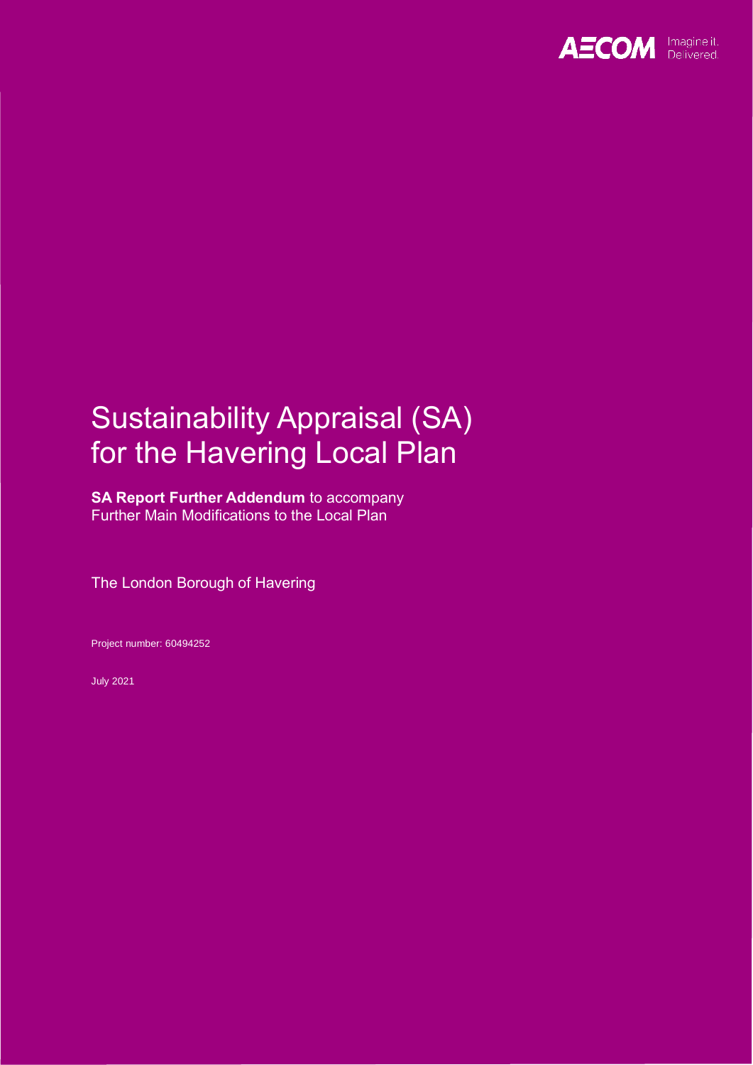AECOM Imagine it. Delivered.

# Sustainability Appraisal (SA) for the Havering Local Plan

**SA Report Further Addendum** to accompany Further Main Modifications to the Local Plan

The London Borough of Havering

Project number: 60494252

July 2021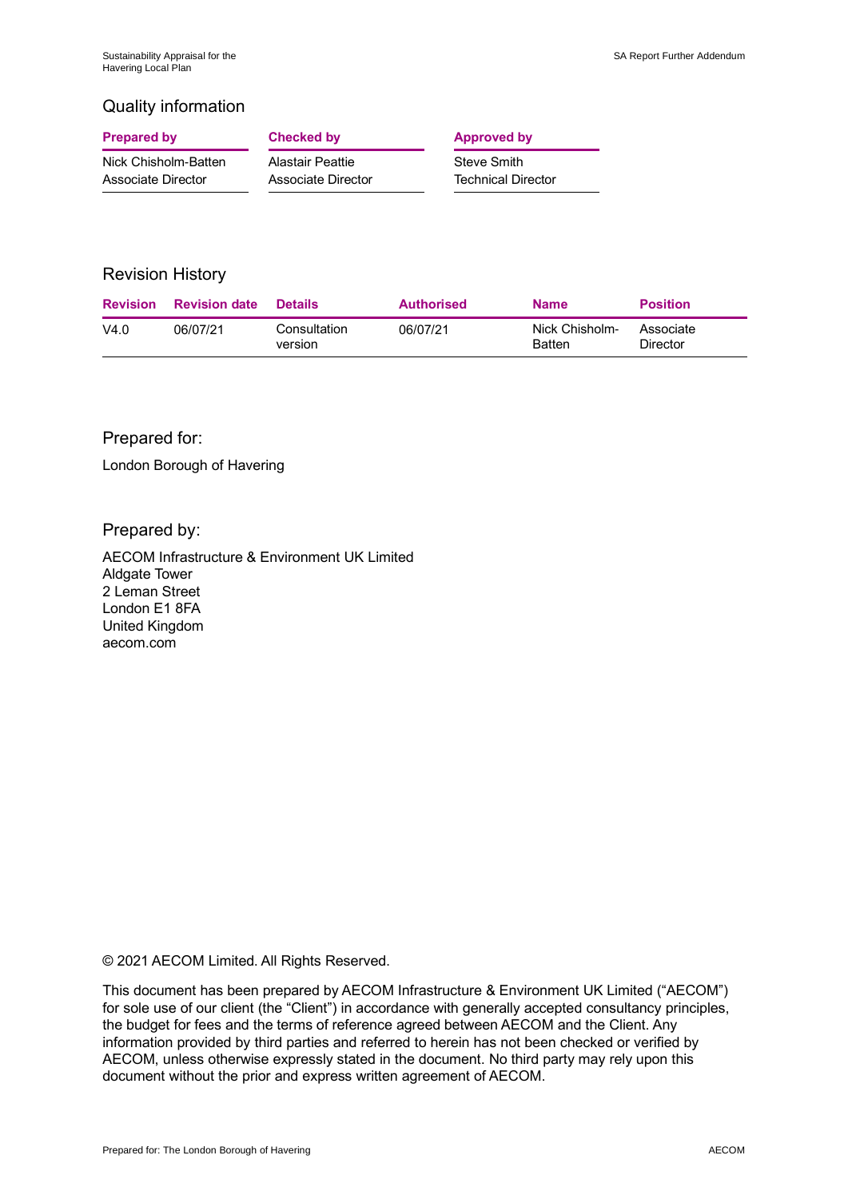## Quality information

| Prepared by | Checked by | Approved by |
|---|---|---|
| Nick Chisholm-Batten<br>Associate Director | Alastair Peattie<br>Associate Director | Steve Smith<br>Technical Director |

## Revision History

| Revision | Revision date | Details | Authorised | Name | Position |
|---|---|---|---|---|---|
| V4.0 | 06/07/21 | Consultation version | 06/07/21 | Nick Chisholm-Batten | Associate Director |

## Prepared for:

London Borough of Havering

## Prepared by:

AECOM Infrastructure & Environment UK Limited
Aldgate Tower
2 Leman Street
London E1 8FA
United Kingdom
aecom.com

© 2021 AECOM Limited. All Rights Reserved.

This document has been prepared by AECOM Infrastructure & Environment UK Limited ("AECOM") for sole use of our client (the "Client") in accordance with generally accepted consultancy principles, the budget for fees and the terms of reference agreed between AECOM and the Client. Any information provided by third parties and referred to herein has not been checked or verified by AECOM, unless otherwise expressly stated in the document. No third party may rely upon this document without the prior and express written agreement of AECOM.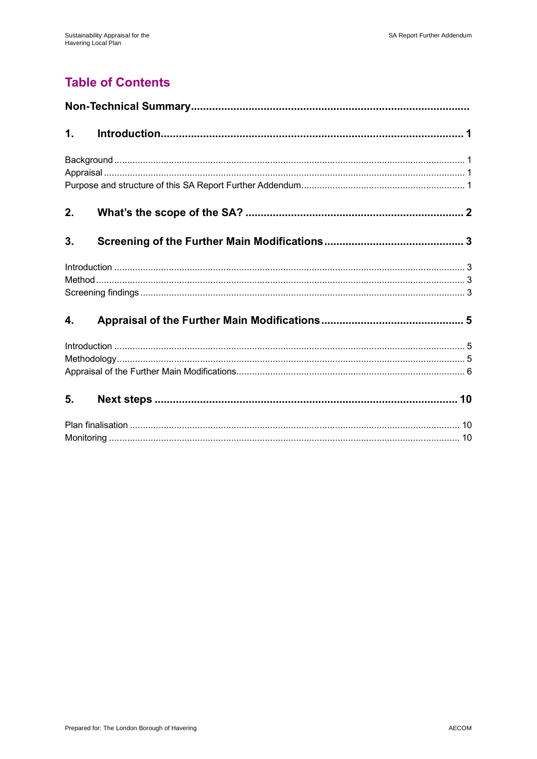# Table of Contents

**Non-Technical Summary**

**1. Introduction** 1

- Background 1
- Appraisal 1
- Purpose and structure of this SA Report Further Addendum 1

**2. What's the scope of the SA?** 2

**3. Screening of the Further Main Modifications** 3

- Introduction 3
- Method 3
- Screening findings 3

**4. Appraisal of the Further Main Modifications** 5

- Introduction 5
- Methodology 5
- Appraisal of the Further Main Modifications 6

**5. Next steps** 10

- Plan finalisation 10
- Monitoring 10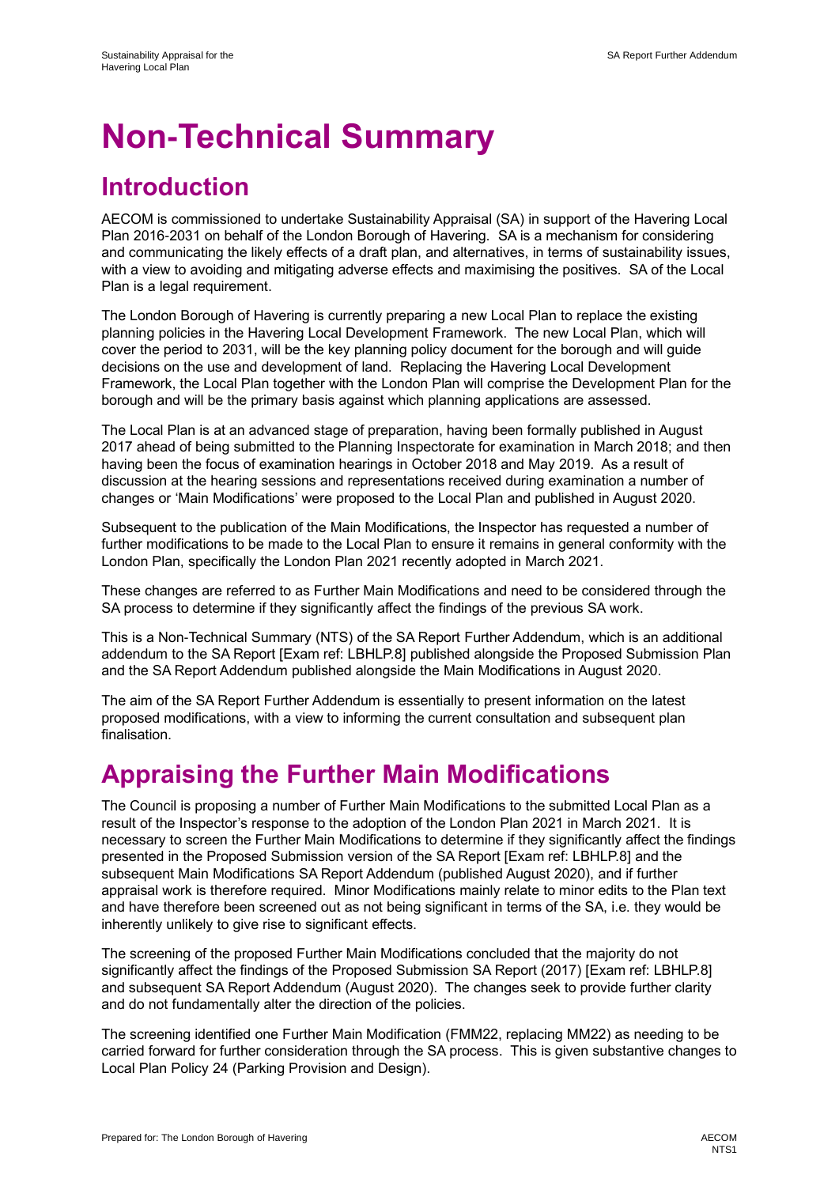# Non-Technical Summary

## Introduction

AECOM is commissioned to undertake Sustainability Appraisal (SA) in support of the Havering Local Plan 2016-2031 on behalf of the London Borough of Havering. SA is a mechanism for considering and communicating the likely effects of a draft plan, and alternatives, in terms of sustainability issues, with a view to avoiding and mitigating adverse effects and maximising the positives. SA of the Local Plan is a legal requirement.

The London Borough of Havering is currently preparing a new Local Plan to replace the existing planning policies in the Havering Local Development Framework. The new Local Plan, which will cover the period to 2031, will be the key planning policy document for the borough and will guide decisions on the use and development of land. Replacing the Havering Local Development Framework, the Local Plan together with the London Plan will comprise the Development Plan for the borough and will be the primary basis against which planning applications are assessed.

The Local Plan is at an advanced stage of preparation, having been formally published in August 2017 ahead of being submitted to the Planning Inspectorate for examination in March 2018; and then having been the focus of examination hearings in October 2018 and May 2019. As a result of discussion at the hearing sessions and representations received during examination a number of changes or 'Main Modifications' were proposed to the Local Plan and published in August 2020.

Subsequent to the publication of the Main Modifications, the Inspector has requested a number of further modifications to be made to the Local Plan to ensure it remains in general conformity with the London Plan, specifically the London Plan 2021 recently adopted in March 2021.

These changes are referred to as Further Main Modifications and need to be considered through the SA process to determine if they significantly affect the findings of the previous SA work.

This is a Non-Technical Summary (NTS) of the SA Report Further Addendum, which is an additional addendum to the SA Report [Exam ref: LBHLP.8] published alongside the Proposed Submission Plan and the SA Report Addendum published alongside the Main Modifications in August 2020.

The aim of the SA Report Further Addendum is essentially to present information on the latest proposed modifications, with a view to informing the current consultation and subsequent plan finalisation.

## Appraising the Further Main Modifications

The Council is proposing a number of Further Main Modifications to the submitted Local Plan as a result of the Inspector's response to the adoption of the London Plan 2021 in March 2021. It is necessary to screen the Further Main Modifications to determine if they significantly affect the findings presented in the Proposed Submission version of the SA Report [Exam ref: LBHLP.8] and the subsequent Main Modifications SA Report Addendum (published August 2020), and if further appraisal work is therefore required. Minor Modifications mainly relate to minor edits to the Plan text and have therefore been screened out as not being significant in terms of the SA, i.e. they would be inherently unlikely to give rise to significant effects.

The screening of the proposed Further Main Modifications concluded that the majority do not significantly affect the findings of the Proposed Submission SA Report (2017) [Exam ref: LBHLP.8] and subsequent SA Report Addendum (August 2020). The changes seek to provide further clarity and do not fundamentally alter the direction of the policies.

The screening identified one Further Main Modification (FMM22, replacing MM22) as needing to be carried forward for further consideration through the SA process. This is given substantive changes to Local Plan Policy 24 (Parking Provision and Design).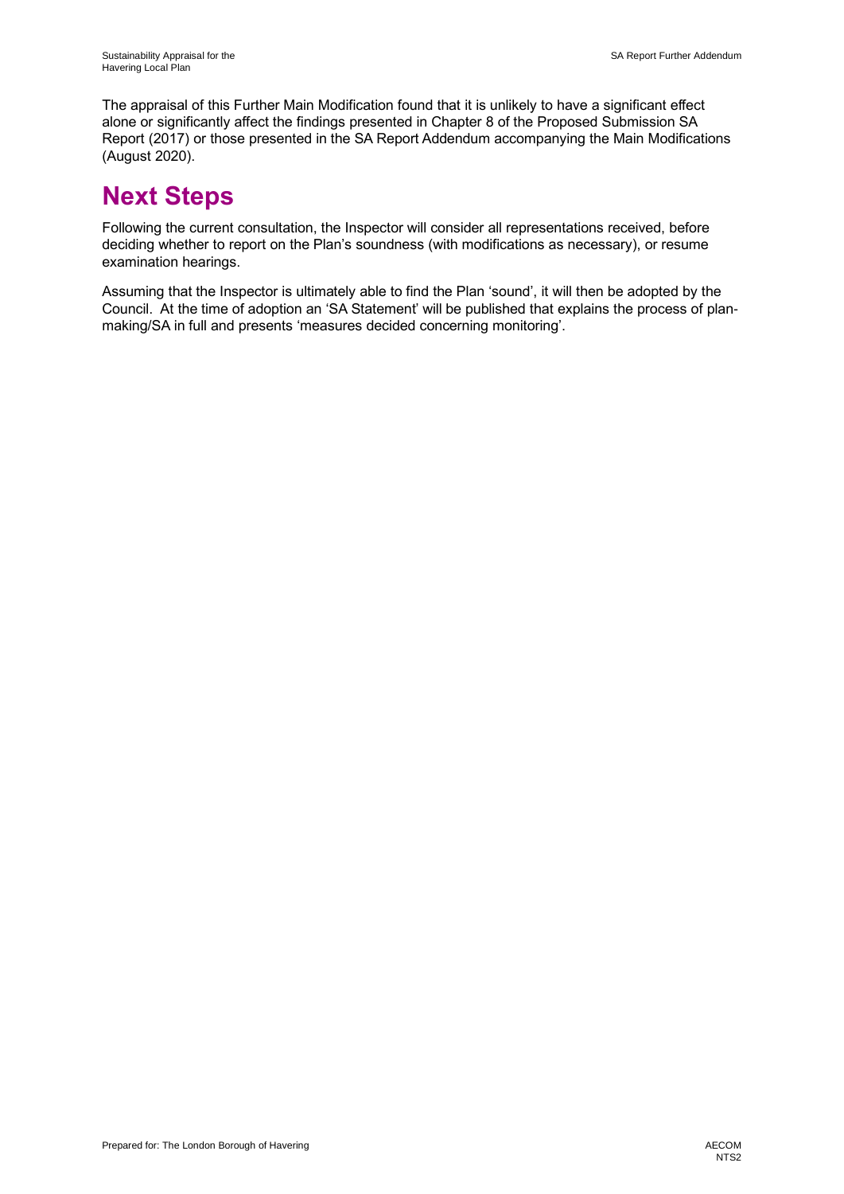The appraisal of this Further Main Modification found that it is unlikely to have a significant effect alone or significantly affect the findings presented in Chapter 8 of the Proposed Submission SA Report (2017) or those presented in the SA Report Addendum accompanying the Main Modifications (August 2020).

# Next Steps

Following the current consultation, the Inspector will consider all representations received, before deciding whether to report on the Plan's soundness (with modifications as necessary), or resume examination hearings.

Assuming that the Inspector is ultimately able to find the Plan 'sound', it will then be adopted by the Council. At the time of adoption an 'SA Statement' will be published that explains the process of plan-making/SA in full and presents 'measures decided concerning monitoring'.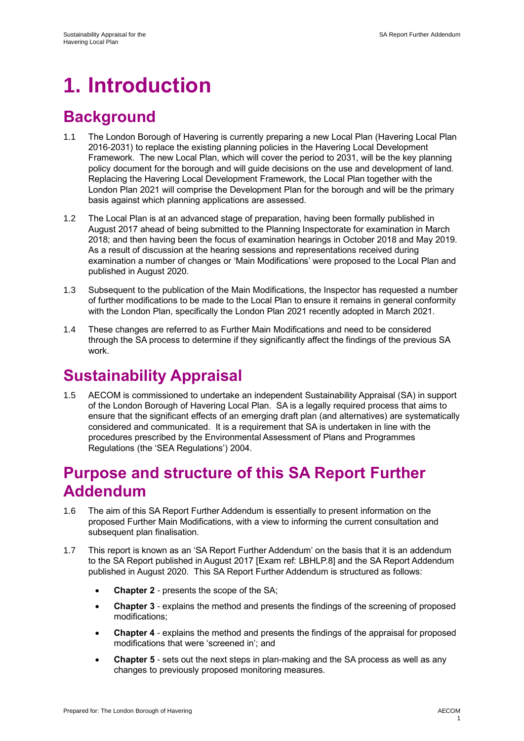# 1. Introduction

## Background

1.1 The London Borough of Havering is currently preparing a new Local Plan (Havering Local Plan 2016-2031) to replace the existing planning policies in the Havering Local Development Framework. The new Local Plan, which will cover the period to 2031, will be the key planning policy document for the borough and will guide decisions on the use and development of land. Replacing the Havering Local Development Framework, the Local Plan together with the London Plan 2021 will comprise the Development Plan for the borough and will be the primary basis against which planning applications are assessed.

1.2 The Local Plan is at an advanced stage of preparation, having been formally published in August 2017 ahead of being submitted to the Planning Inspectorate for examination in March 2018; and then having been the focus of examination hearings in October 2018 and May 2019. As a result of discussion at the hearing sessions and representations received during examination a number of changes or 'Main Modifications' were proposed to the Local Plan and published in August 2020.

1.3 Subsequent to the publication of the Main Modifications, the Inspector has requested a number of further modifications to be made to the Local Plan to ensure it remains in general conformity with the London Plan, specifically the London Plan 2021 recently adopted in March 2021.

1.4 These changes are referred to as Further Main Modifications and need to be considered through the SA process to determine if they significantly affect the findings of the previous SA work.

## Sustainability Appraisal

1.5 AECOM is commissioned to undertake an independent Sustainability Appraisal (SA) in support of the London Borough of Havering Local Plan. SA is a legally required process that aims to ensure that the significant effects of an emerging draft plan (and alternatives) are systematically considered and communicated. It is a requirement that SA is undertaken in line with the procedures prescribed by the Environmental Assessment of Plans and Programmes Regulations (the 'SEA Regulations') 2004.

## Purpose and structure of this SA Report Further Addendum

1.6 The aim of this SA Report Further Addendum is essentially to present information on the proposed Further Main Modifications, with a view to informing the current consultation and subsequent plan finalisation.

1.7 This report is known as an 'SA Report Further Addendum' on the basis that it is an addendum to the SA Report published in August 2017 [Exam ref: LBHLP.8] and the SA Report Addendum published in August 2020. This SA Report Further Addendum is structured as follows:

- **Chapter 2** - presents the scope of the SA;
- **Chapter 3** - explains the method and presents the findings of the screening of proposed modifications;
- **Chapter 4** - explains the method and presents the findings of the appraisal for proposed modifications that were 'screened in'; and
- **Chapter 5** - sets out the next steps in plan-making and the SA process as well as any changes to previously proposed monitoring measures.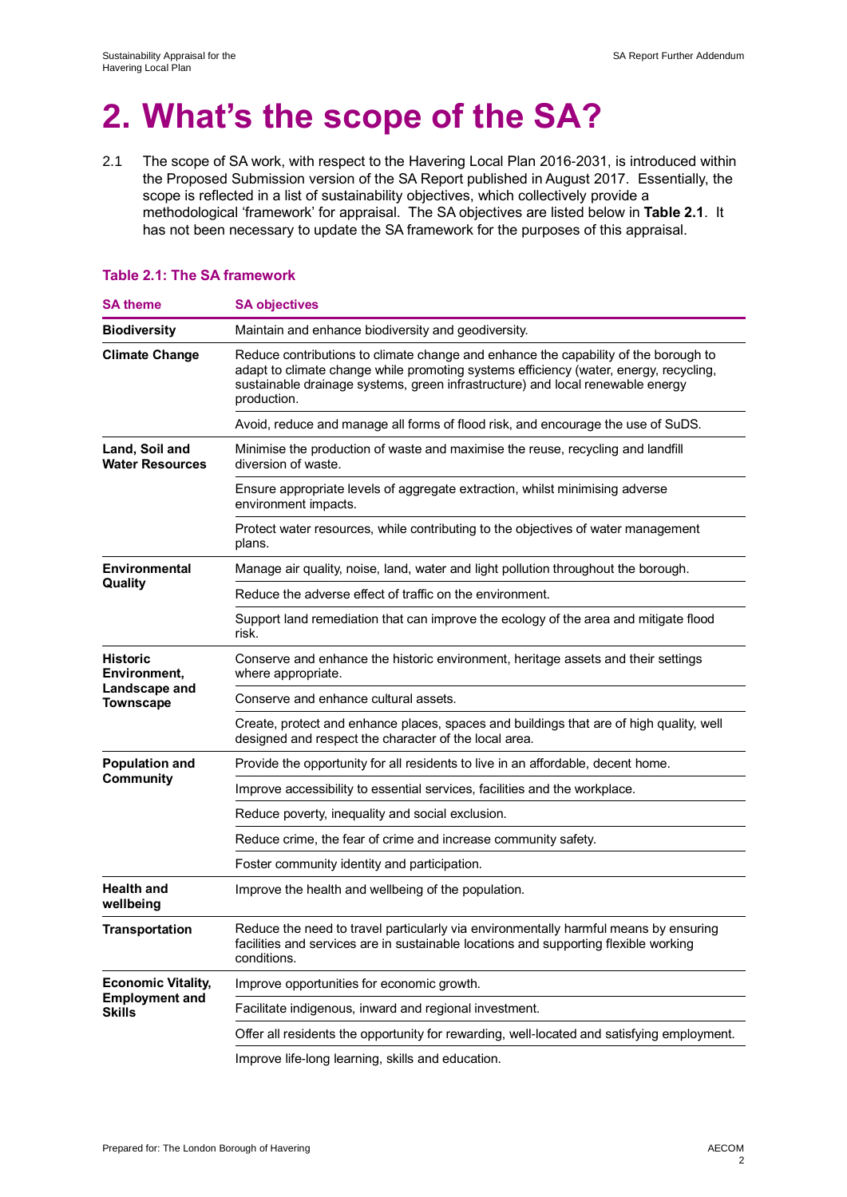# 2. What's the scope of the SA?

2.1 The scope of SA work, with respect to the Havering Local Plan 2016-2031, is introduced within the Proposed Submission version of the SA Report published in August 2017. Essentially, the scope is reflected in a list of sustainability objectives, which collectively provide a methodological 'framework' for appraisal. The SA objectives are listed below in **Table 2.1**. It has not been necessary to update the SA framework for the purposes of this appraisal.

**Table 2.1: The SA framework**

| SA theme | SA objectives |
|---|---|
| **Biodiversity** | Maintain and enhance biodiversity and geodiversity. |
| **Climate Change** | Reduce contributions to climate change and enhance the capability of the borough to adapt to climate change while promoting systems efficiency (water, energy, recycling, sustainable drainage systems, green infrastructure) and local renewable energy production. |
| | Avoid, reduce and manage all forms of flood risk, and encourage the use of SuDS. |
| **Land, Soil and Water Resources** | Minimise the production of waste and maximise the reuse, recycling and landfill diversion of waste. |
| | Ensure appropriate levels of aggregate extraction, whilst minimising adverse environment impacts. |
| | Protect water resources, while contributing to the objectives of water management plans. |
| **Environmental Quality** | Manage air quality, noise, land, water and light pollution throughout the borough. |
| | Reduce the adverse effect of traffic on the environment. |
| | Support land remediation that can improve the ecology of the area and mitigate flood risk. |
| **Historic Environment, Landscape and Townscape** | Conserve and enhance the historic environment, heritage assets and their settings where appropriate. |
| | Conserve and enhance cultural assets. |
| | Create, protect and enhance places, spaces and buildings that are of high quality, well designed and respect the character of the local area. |
| **Population and Community** | Provide the opportunity for all residents to live in an affordable, decent home. |
| | Improve accessibility to essential services, facilities and the workplace. |
| | Reduce poverty, inequality and social exclusion. |
| | Reduce crime, the fear of crime and increase community safety. |
| | Foster community identity and participation. |
| **Health and wellbeing** | Improve the health and wellbeing of the population. |
| **Transportation** | Reduce the need to travel particularly via environmentally harmful means by ensuring facilities and services are in sustainable locations and supporting flexible working conditions. |
| **Economic Vitality, Employment and Skills** | Improve opportunities for economic growth. |
| | Facilitate indigenous, inward and regional investment. |
| | Offer all residents the opportunity for rewarding, well-located and satisfying employment. |
| | Improve life-long learning, skills and education. |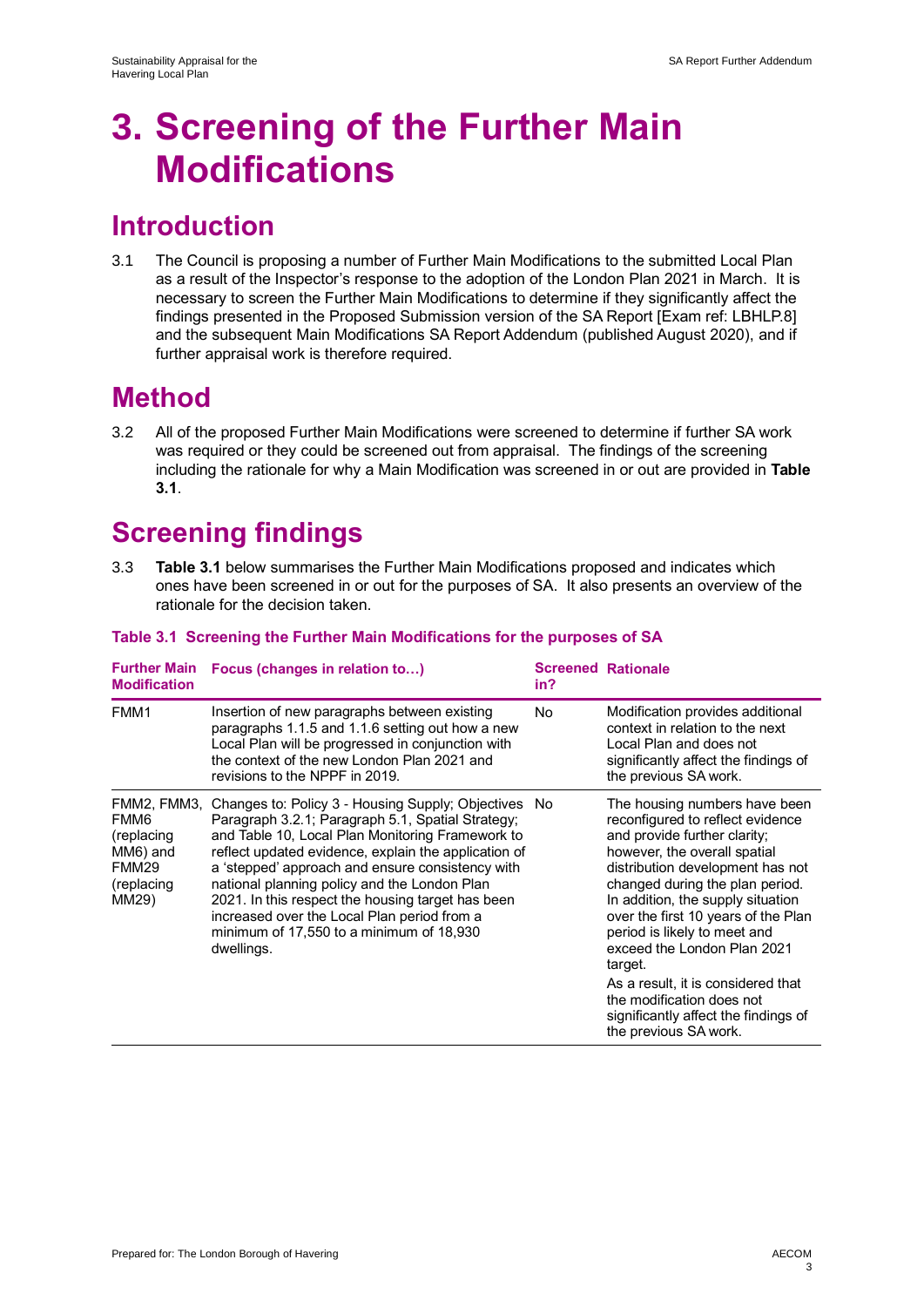# 3. Screening of the Further Main Modifications

## Introduction

3.1 The Council is proposing a number of Further Main Modifications to the submitted Local Plan as a result of the Inspector's response to the adoption of the London Plan 2021 in March. It is necessary to screen the Further Main Modifications to determine if they significantly affect the findings presented in the Proposed Submission version of the SA Report [Exam ref: LBHLP.8] and the subsequent Main Modifications SA Report Addendum (published August 2020), and if further appraisal work is therefore required.

## Method

3.2 All of the proposed Further Main Modifications were screened to determine if further SA work was required or they could be screened out from appraisal. The findings of the screening including the rationale for why a Main Modification was screened in or out are provided in **Table 3.1**.

## Screening findings

3.3 **Table 3.1** below summarises the Further Main Modifications proposed and indicates which ones have been screened in or out for the purposes of SA. It also presents an overview of the rationale for the decision taken.

### Table 3.1 Screening the Further Main Modifications for the purposes of SA

| Further Main Modification | Focus (changes in relation to…) | Screened in? | Rationale |
|---|---|---|---|
| FMM1 | Insertion of new paragraphs between existing paragraphs 1.1.5 and 1.1.6 setting out how a new Local Plan will be progressed in conjunction with the context of the new London Plan 2021 and revisions to the NPPF in 2019. | No | Modification provides additional context in relation to the next Local Plan and does not significantly affect the findings of the previous SA work. |
| FMM2, FMM3, FMM6 (replacing MM6) and FMM29 (replacing MM29) | Changes to: Policy 3 - Housing Supply; Objectives Paragraph 3.2.1; Paragraph 5.1, Spatial Strategy; and Table 10, Local Plan Monitoring Framework to reflect updated evidence, explain the application of a 'stepped' approach and ensure consistency with national planning policy and the London Plan 2021. In this respect the housing target has been increased over the Local Plan period from a minimum of 17,550 to a minimum of 18,930 dwellings. | No | The housing numbers have been reconfigured to reflect evidence and provide further clarity; however, the overall spatial distribution development has not changed during the plan period. In addition, the supply situation over the first 10 years of the Plan period is likely to meet and exceed the London Plan 2021 target.<br><br>As a result, it is considered that the modification does not significantly affect the findings of the previous SA work. |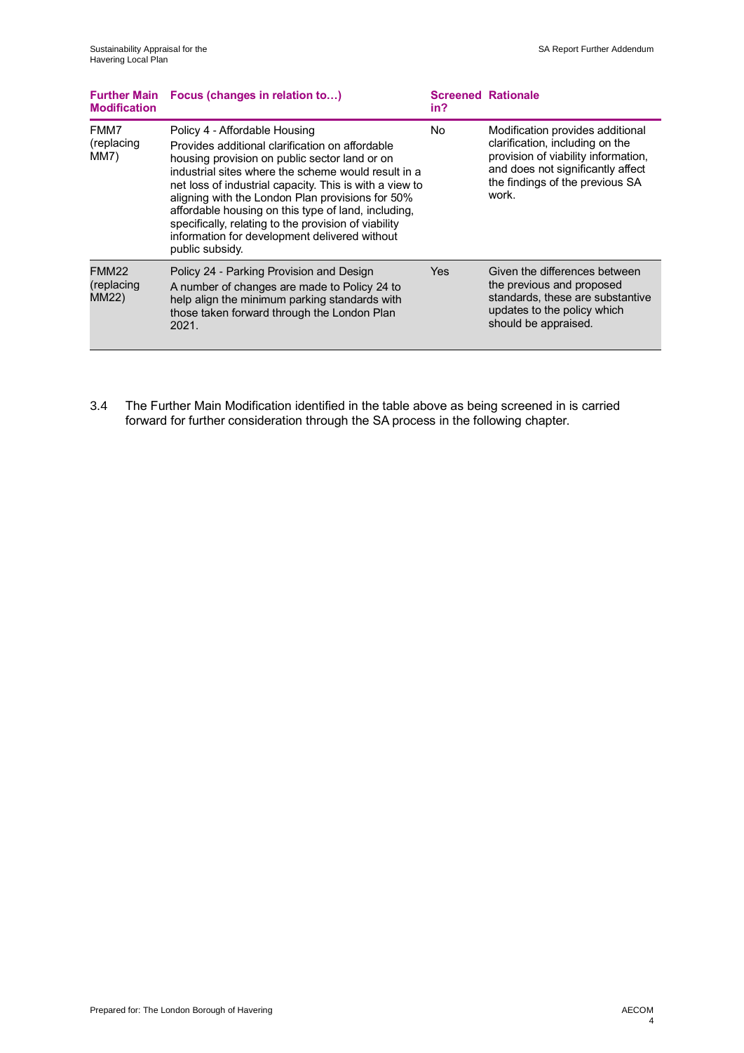| Further Main Modification | Focus (changes in relation to…) | Screened in? | Rationale |
| --- | --- | --- | --- |
| FMM7 (replacing MM7) | Policy 4 - Affordable Housing<br>Provides additional clarification on affordable housing provision on public sector land or on industrial sites where the scheme would result in a net loss of industrial capacity. This is with a view to aligning with the London Plan provisions for 50% affordable housing on this type of land, including, specifically, relating to the provision of viability information for development delivered without public subsidy. | No | Modification provides additional clarification, including on the provision of viability information, and does not significantly affect the findings of the previous SA work. |
| FMM22 (replacing MM22) | Policy 24 - Parking Provision and Design<br>A number of changes are made to Policy 24 to help align the minimum parking standards with those taken forward through the London Plan 2021. | Yes | Given the differences between the previous and proposed standards, these are substantive updates to the policy which should be appraised. |

3.4 The Further Main Modification identified in the table above as being screened in is carried forward for further consideration through the SA process in the following chapter.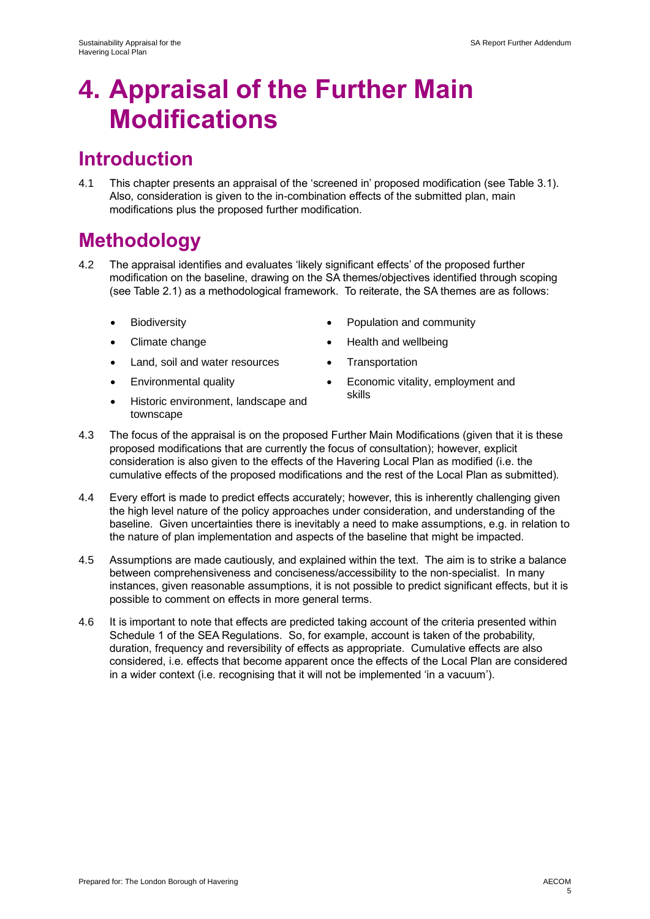# 4. Appraisal of the Further Main Modifications

## Introduction

4.1 This chapter presents an appraisal of the 'screened in' proposed modification (see Table 3.1). Also, consideration is given to the in-combination effects of the submitted plan, main modifications plus the proposed further modification.

## Methodology

4.2 The appraisal identifies and evaluates 'likely significant effects' of the proposed further modification on the baseline, drawing on the SA themes/objectives identified through scoping (see Table 2.1) as a methodological framework. To reiterate, the SA themes are as follows:

- Biodiversity
- Climate change
- Land, soil and water resources
- Environmental quality
- Historic environment, landscape and townscape
- Population and community
- Health and wellbeing
- Transportation
- Economic vitality, employment and skills

4.3 The focus of the appraisal is on the proposed Further Main Modifications (given that it is these proposed modifications that are currently the focus of consultation); however, explicit consideration is also given to the effects of the Havering Local Plan as modified (i.e. the cumulative effects of the proposed modifications and the rest of the Local Plan as submitted).

4.4 Every effort is made to predict effects accurately; however, this is inherently challenging given the high level nature of the policy approaches under consideration, and understanding of the baseline. Given uncertainties there is inevitably a need to make assumptions, e.g. in relation to the nature of plan implementation and aspects of the baseline that might be impacted.

4.5 Assumptions are made cautiously, and explained within the text. The aim is to strike a balance between comprehensiveness and conciseness/accessibility to the non-specialist. In many instances, given reasonable assumptions, it is not possible to predict significant effects, but it is possible to comment on effects in more general terms.

4.6 It is important to note that effects are predicted taking account of the criteria presented within Schedule 1 of the SEA Regulations. So, for example, account is taken of the probability, duration, frequency and reversibility of effects as appropriate. Cumulative effects are also considered, i.e. effects that become apparent once the effects of the Local Plan are considered in a wider context (i.e. recognising that it will not be implemented 'in a vacuum').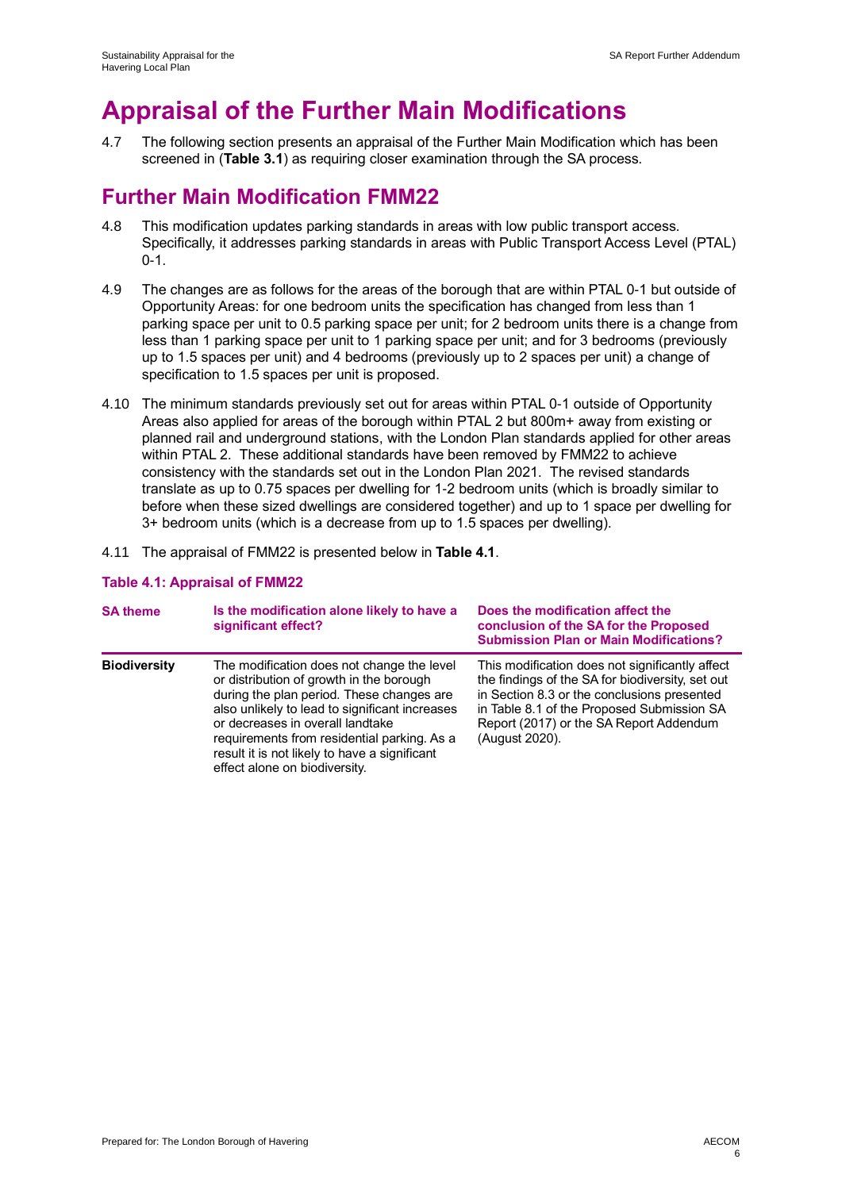# Appraisal of the Further Main Modifications

4.7 The following section presents an appraisal of the Further Main Modification which has been screened in (**Table 3.1**) as requiring closer examination through the SA process.

## Further Main Modification FMM22

4.8 This modification updates parking standards in areas with low public transport access. Specifically, it addresses parking standards in areas with Public Transport Access Level (PTAL) 0-1.

4.9 The changes are as follows for the areas of the borough that are within PTAL 0-1 but outside of Opportunity Areas: for one bedroom units the specification has changed from less than 1 parking space per unit to 0.5 parking space per unit; for 2 bedroom units there is a change from less than 1 parking space per unit to 1 parking space per unit; and for 3 bedrooms (previously up to 1.5 spaces per unit) and 4 bedrooms (previously up to 2 spaces per unit) a change of specification to 1.5 spaces per unit is proposed.

4.10 The minimum standards previously set out for areas within PTAL 0-1 outside of Opportunity Areas also applied for areas of the borough within PTAL 2 but 800m+ away from existing or planned rail and underground stations, with the London Plan standards applied for other areas within PTAL 2. These additional standards have been removed by FMM22 to achieve consistency with the standards set out in the London Plan 2021. The revised standards translate as up to 0.75 spaces per dwelling for 1-2 bedroom units (which is broadly similar to before when these sized dwellings are considered together) and up to 1 space per dwelling for 3+ bedroom units (which is a decrease from up to 1.5 spaces per dwelling).

4.11 The appraisal of FMM22 is presented below in **Table 4.1**.

### Table 4.1: Appraisal of FMM22

| SA theme | Is the modification alone likely to have a significant effect? | Does the modification affect the conclusion of the SA for the Proposed Submission Plan or Main Modifications? |
|---|---|---|
| **Biodiversity** | The modification does not change the level or distribution of growth in the borough during the plan period. These changes are also unlikely to lead to significant increases or decreases in overall landtake requirements from residential parking. As a result it is not likely to have a significant effect alone on biodiversity. | This modification does not significantly affect the findings of the SA for biodiversity, set out in Section 8.3 or the conclusions presented in Table 8.1 of the Proposed Submission SA Report (2017) or the SA Report Addendum (August 2020). |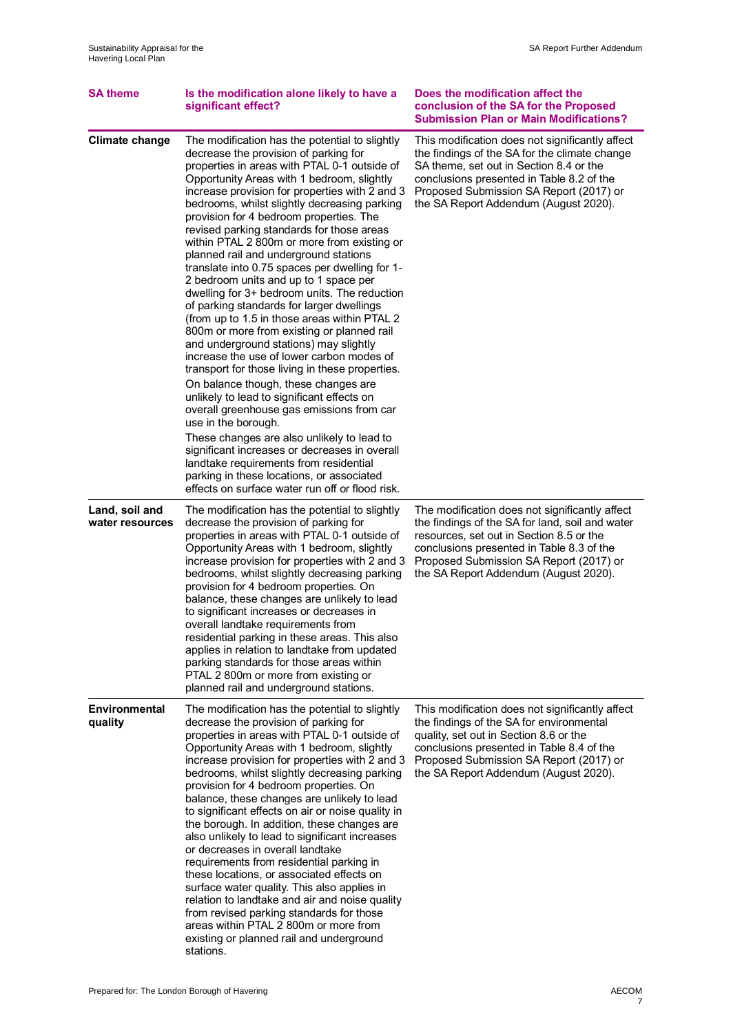| SA theme | Is the modification alone likely to have a significant effect? | Does the modification affect the conclusion of the SA for the Proposed Submission Plan or Main Modifications? |
|---|---|---|
| **Climate change** | The modification has the potential to slightly decrease the provision of parking for properties in areas with PTAL 0-1 outside of Opportunity Areas with 1 bedroom, slightly increase provision for properties with 2 and 3 bedrooms, whilst slightly decreasing parking provision for 4 bedroom properties. The revised parking standards for those areas within PTAL 2 800m or more from existing or planned rail and underground stations translate into 0.75 spaces per dwelling for 1-2 bedroom units and up to 1 space per dwelling for 3+ bedroom units. The reduction of parking standards for larger dwellings (from up to 1.5 in those areas within PTAL 2 800m or more from existing or planned rail and underground stations) may slightly increase the use of lower carbon modes of transport for those living in these properties. On balance though, these changes are unlikely to lead to significant effects on overall greenhouse gas emissions from car use in the borough. These changes are also unlikely to lead to significant increases or decreases in overall landtake requirements from residential parking in these locations, or associated effects on surface water run off or flood risk. | This modification does not significantly affect the findings of the SA for the climate change SA theme, set out in Section 8.4 or the conclusions presented in Table 8.2 of the Proposed Submission SA Report (2017) or the SA Report Addendum (August 2020). |
| **Land, soil and water resources** | The modification has the potential to slightly decrease the provision of parking for properties in areas with PTAL 0-1 outside of Opportunity Areas with 1 bedroom, slightly increase provision for properties with 2 and 3 bedrooms, whilst slightly decreasing parking provision for 4 bedroom properties. On balance, these changes are unlikely to lead to significant increases or decreases in overall landtake requirements from residential parking in these areas. This also applies in relation to landtake from updated parking standards for those areas within PTAL 2 800m or more from existing or planned rail and underground stations. | The modification does not significantly affect the findings of the SA for land, soil and water resources, set out in Section 8.5 or the conclusions presented in Table 8.3 of the Proposed Submission SA Report (2017) or the SA Report Addendum (August 2020). |
| **Environmental quality** | The modification has the potential to slightly decrease the provision of parking for properties in areas with PTAL 0-1 outside of Opportunity Areas with 1 bedroom, slightly increase provision for properties with 2 and 3 bedrooms, whilst slightly decreasing parking provision for 4 bedroom properties. On balance, these changes are unlikely to lead to significant effects on air or noise quality in the borough. In addition, these changes are also unlikely to lead to significant increases or decreases in overall landtake requirements from residential parking in these locations, or associated effects on surface water quality. This also applies in relation to landtake and air and noise quality from revised parking standards for those areas within PTAL 2 800m or more from existing or planned rail and underground stations. | This modification does not significantly affect the findings of the SA for environmental quality, set out in Section 8.6 or the conclusions presented in Table 8.4 of the Proposed Submission SA Report (2017) or the SA Report Addendum (August 2020). |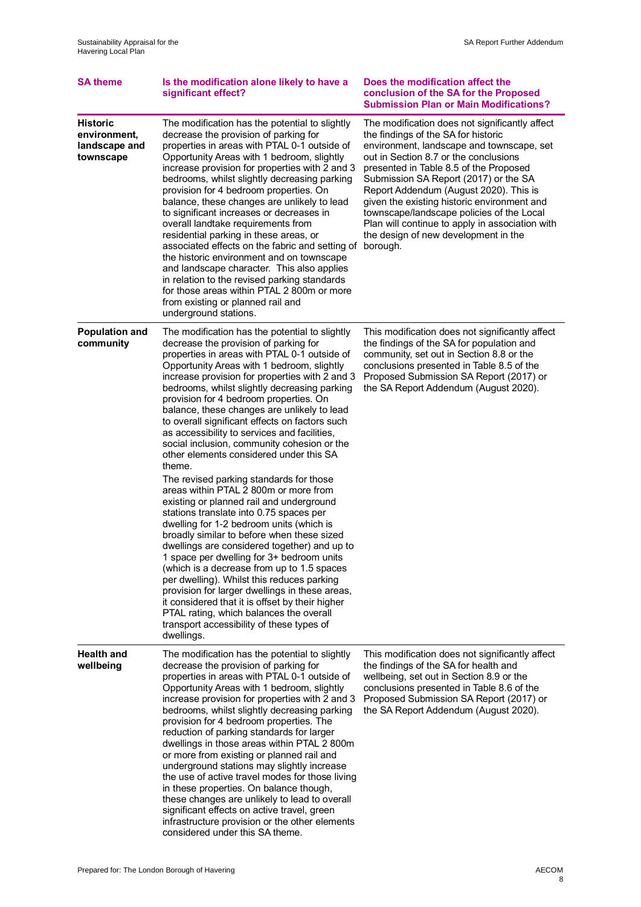| SA theme | Is the modification alone likely to have a significant effect? | Does the modification affect the conclusion of the SA for the Proposed Submission Plan or Main Modifications? |
|---|---|---|
| **Historic environment, landscape and townscape** | The modification has the potential to slightly decrease the provision of parking for properties in areas with PTAL 0-1 outside of Opportunity Areas with 1 bedroom, slightly increase provision for properties with 2 and 3 bedrooms, whilst slightly decreasing parking provision for 4 bedroom properties. On balance, these changes are unlikely to lead to significant increases or decreases in overall landtake requirements from residential parking in these areas, or associated effects on the fabric and setting of the historic environment and on townscape and landscape character. This also applies in relation to the revised parking standards for those areas within PTAL 2 800m or more from existing or planned rail and underground stations. | The modification does not significantly affect the findings of the SA for historic environment, landscape and townscape, set out in Section 8.7 or the conclusions presented in Table 8.5 of the Proposed Submission SA Report (2017) or the SA Report Addendum (August 2020). This is given the existing historic environment and townscape/landscape policies of the Local Plan will continue to apply in association with the design of new development in the borough. |
| **Population and community** | The modification has the potential to slightly decrease the provision of parking for properties in areas with PTAL 0-1 outside of Opportunity Areas with 1 bedroom, slightly increase provision for properties with 2 and 3 bedrooms, whilst slightly decreasing parking provision for 4 bedroom properties. On balance, these changes are unlikely to lead to overall significant effects on factors such as accessibility to services and facilities, social inclusion, community cohesion or the other elements considered under this SA theme.<br><br>The revised parking standards for those areas within PTAL 2 800m or more from existing or planned rail and underground stations translate into 0.75 spaces per dwelling for 1-2 bedroom units (which is broadly similar to before when these sized dwellings are considered together) and up to 1 space per dwelling for 3+ bedroom units (which is a decrease from up to 1.5 spaces per dwelling). Whilst this reduces parking provision for larger dwellings in these areas, it considered that it is offset by their higher PTAL rating, which balances the overall transport accessibility of these types of dwellings. | This modification does not significantly affect the findings of the SA for population and community, set out in Section 8.8 or the conclusions presented in Table 8.5 of the Proposed Submission SA Report (2017) or the SA Report Addendum (August 2020). |
| **Health and wellbeing** | The modification has the potential to slightly decrease the provision of parking for properties in areas with PTAL 0-1 outside of Opportunity Areas with 1 bedroom, slightly increase provision for properties with 2 and 3 bedrooms, whilst slightly decreasing parking provision for 4 bedroom properties. The reduction of parking standards for larger dwellings in those areas within PTAL 2 800m or more from existing or planned rail and underground stations may slightly increase the use of active travel modes for those living in these properties. On balance though, these changes are unlikely to lead to overall significant effects on active travel, green infrastructure provision or the other elements considered under this SA theme. | This modification does not significantly affect the findings of the SA for health and wellbeing, set out in Section 8.9 or the conclusions presented in Table 8.6 of the Proposed Submission SA Report (2017) or the SA Report Addendum (August 2020). |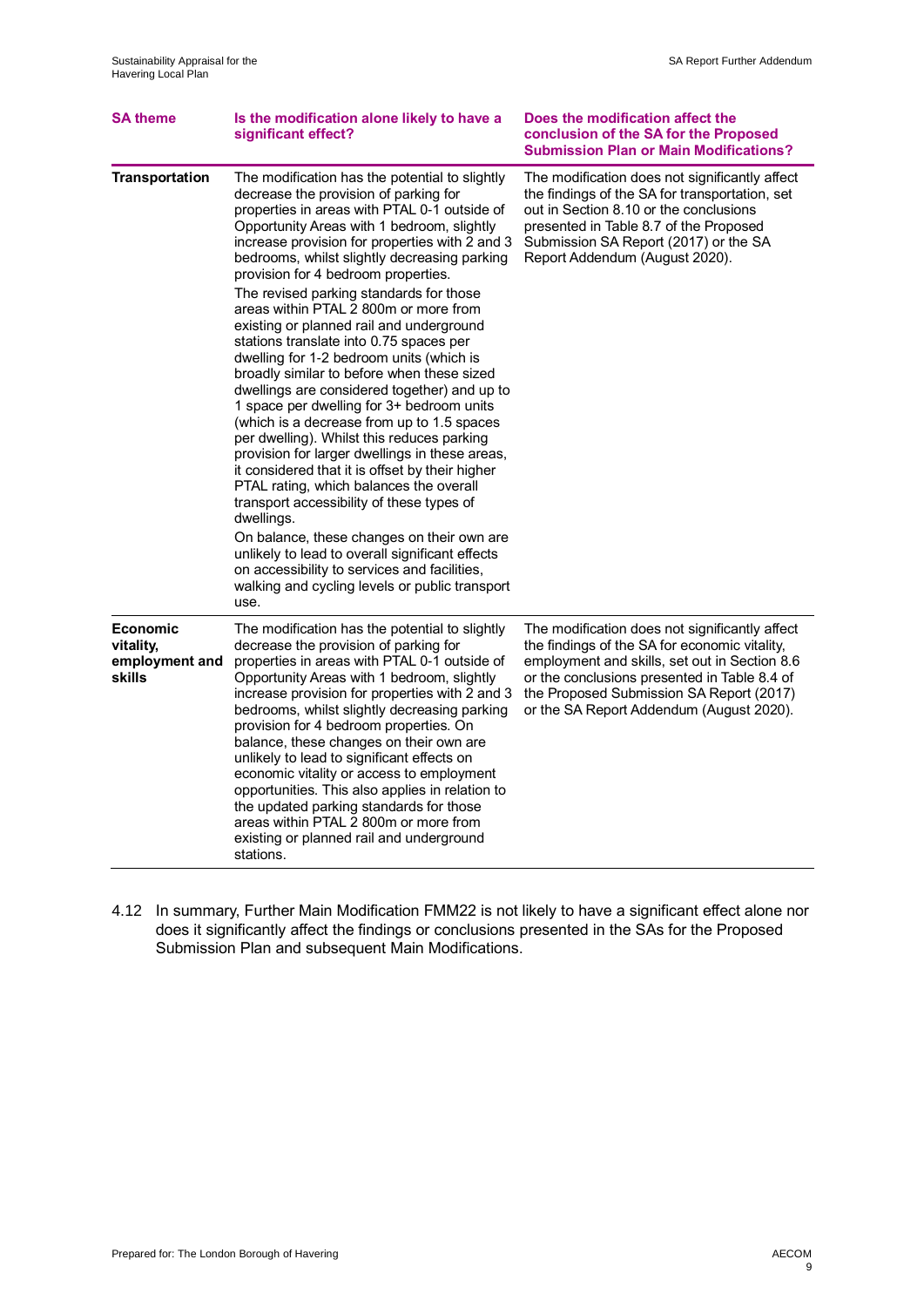| SA theme | Is the modification alone likely to have a significant effect? | Does the modification affect the conclusion of the SA for the Proposed Submission Plan or Main Modifications? |
|---|---|---|
| **Transportation** | The modification has the potential to slightly decrease the provision of parking for properties in areas with PTAL 0-1 outside of Opportunity Areas with 1 bedroom, slightly increase provision for properties with 2 and 3 bedrooms, whilst slightly decreasing parking provision for 4 bedroom properties.<br><br>The revised parking standards for those areas within PTAL 2 800m or more from existing or planned rail and underground stations translate into 0.75 spaces per dwelling for 1-2 bedroom units (which is broadly similar to before when these sized dwellings are considered together) and up to 1 space per dwelling for 3+ bedroom units (which is a decrease from up to 1.5 spaces per dwelling). Whilst this reduces parking provision for larger dwellings in these areas, it considered that it is offset by their higher PTAL rating, which balances the overall transport accessibility of these types of dwellings.<br><br>On balance, these changes on their own are unlikely to lead to overall significant effects on accessibility to services and facilities, walking and cycling levels or public transport use. | The modification does not significantly affect the findings of the SA for transportation, set out in Section 8.10 or the conclusions presented in Table 8.7 of the Proposed Submission SA Report (2017) or the SA Report Addendum (August 2020). |
| **Economic vitality, employment and skills** | The modification has the potential to slightly decrease the provision of parking for properties in areas with PTAL 0-1 outside of Opportunity Areas with 1 bedroom, slightly increase provision for properties with 2 and 3 bedrooms, whilst slightly decreasing parking provision for 4 bedroom properties. On balance, these changes on their own are unlikely to lead to significant effects on economic vitality or access to employment opportunities. This also applies in relation to the updated parking standards for those areas within PTAL 2 800m or more from existing or planned rail and underground stations. | The modification does not significantly affect the findings of the SA for economic vitality, employment and skills, set out in Section 8.6 or the conclusions presented in Table 8.4 of the Proposed Submission SA Report (2017) or the SA Report Addendum (August 2020). |

4.12 In summary, Further Main Modification FMM22 is not likely to have a significant effect alone nor does it significantly affect the findings or conclusions presented in the SAs for the Proposed Submission Plan and subsequent Main Modifications.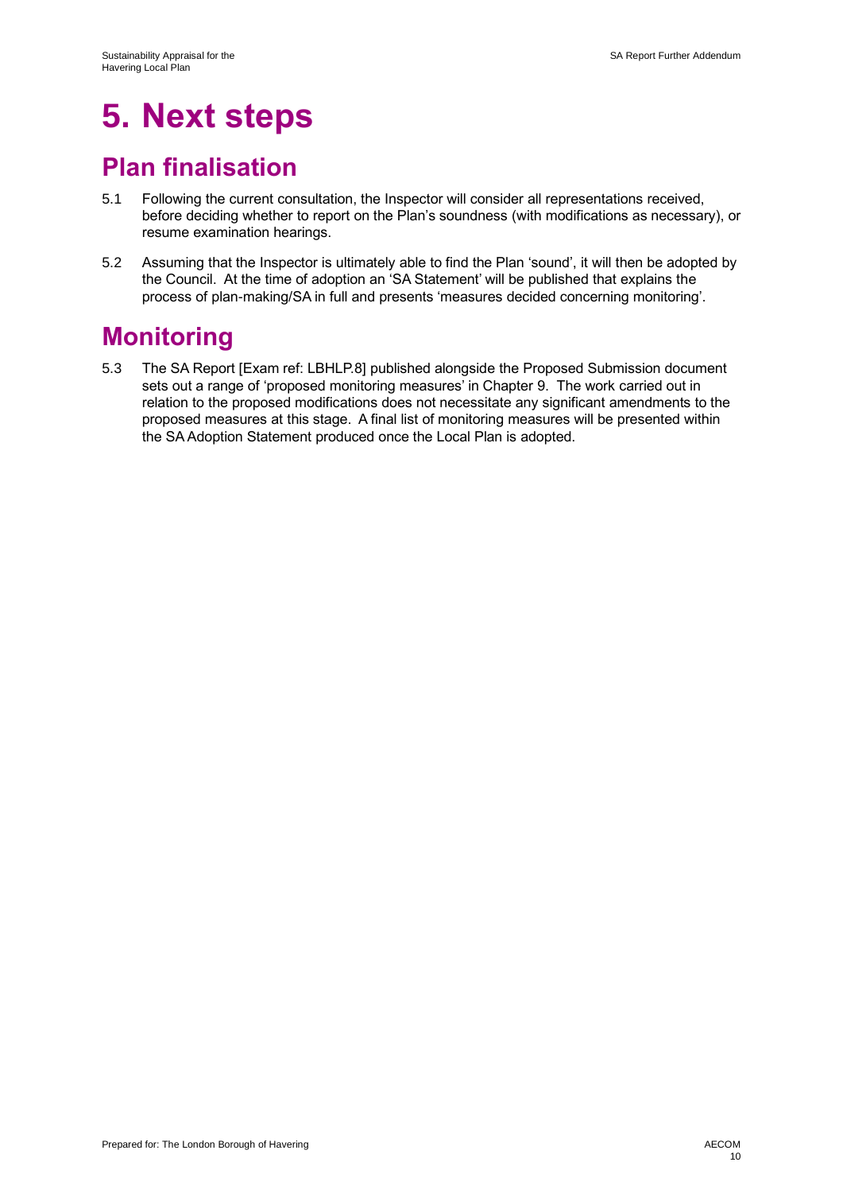# 5. Next steps

## Plan finalisation

5.1 Following the current consultation, the Inspector will consider all representations received, before deciding whether to report on the Plan's soundness (with modifications as necessary), or resume examination hearings.

5.2 Assuming that the Inspector is ultimately able to find the Plan 'sound', it will then be adopted by the Council. At the time of adoption an 'SA Statement' will be published that explains the process of plan-making/SA in full and presents 'measures decided concerning monitoring'.

## Monitoring

5.3 The SA Report [Exam ref: LBHLP.8] published alongside the Proposed Submission document sets out a range of 'proposed monitoring measures' in Chapter 9. The work carried out in relation to the proposed modifications does not necessitate any significant amendments to the proposed measures at this stage. A final list of monitoring measures will be presented within the SA Adoption Statement produced once the Local Plan is adopted.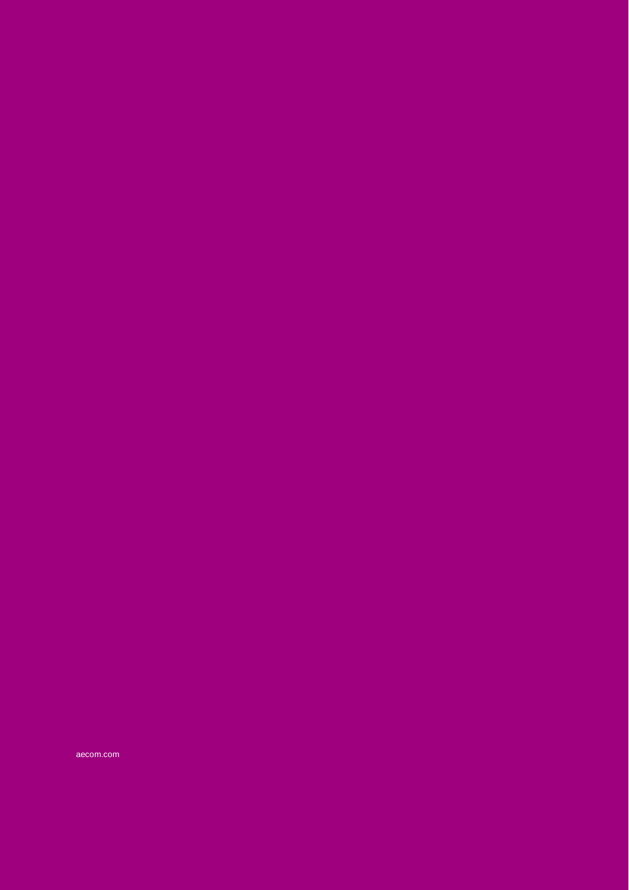aecom.com